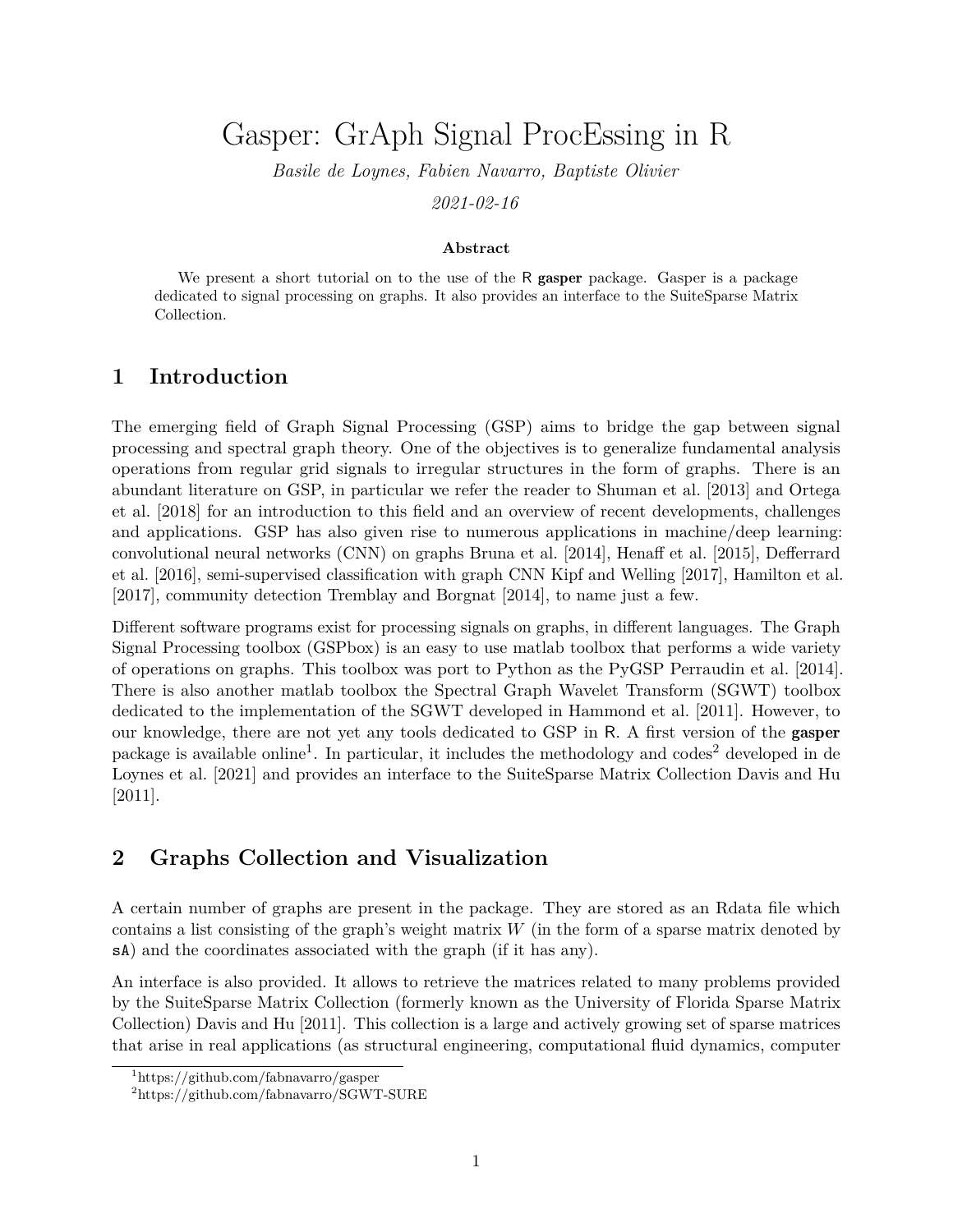# Gasper: GrAph Signal ProcEssing in R

*Basile de Loynes, Fabien Navarro, Baptiste Olivier*

*2021-02-16*

**Abstract**

We present a short tutorial on to the use of the R **gasper** package. Gasper is a package dedicated to signal processing on graphs. It also provides an interface to the SuiteSparse Matrix Collection.

## 1 Introduction

The emerging field of Graph Signal Processing (GSP) aims to bridge the gap between signal processing and spectral graph theory. One of the objectives is to generalize fundamental analysis operations from regular grid signals to irregular structures in the form of graphs. There is an abundant literature on GSP, in particular we refer the reader to Shuman et al. [2013] and Ortega et al. [2018] for an introduction to this field and an overview of recent developments, challenges and applications. GSP has also given rise to numerous applications in machine/deep learning: convolutional neural networks (CNN) on graphs Bruna et al. [2014], Henaff et al. [2015], Defferrard et al. [2016], semi-supervised classification with graph CNN Kipf and Welling [2017], Hamilton et al. [2017], community detection Tremblay and Borgnat [2014], to name just a few.

Different software programs exist for processing signals on graphs, in different languages. The Graph Signal Processing toolbox (GSPbox) is an easy to use matlab toolbox that performs a wide variety of operations on graphs. This toolbox was port to Python as the PyGSP Perraudin et al. [2014]. There is also another matlab toolbox the Spectral Graph Wavelet Transform (SGWT) toolbox dedicated to the implementation of the SGWT developed in Hammond et al. [2011]. However, to our knowledge, there are not yet any tools dedicated to GSP in R. A first version of the **gasper** package is available online[1]. In particular, it includes the methodology and codes[2] developed in de Loynes et al. [2021] and provides an interface to the SuiteSparse Matrix Collection Davis and Hu [2011].

## 2 Graphs Collection and Visualization

A certain number of graphs are present in the package. They are stored as an Rdata file which contains a list consisting of the graph's weight matrix $W$ (in the form of a sparse matrix denoted by `sA`) and the coordinates associated with the graph (if it has any).

An interface is also provided. It allows to retrieve the matrices related to many problems provided by the SuiteSparse Matrix Collection (formerly known as the University of Florida Sparse Matrix Collection) Davis and Hu [2011]. This collection is a large and actively growing set of sparse matrices that arise in real applications (as structural engineering, computational fluid dynamics, computer

[1] https://github.com/fabnavarro/gasper

[2] https://github.com/fabnavarro/SGWT-SURE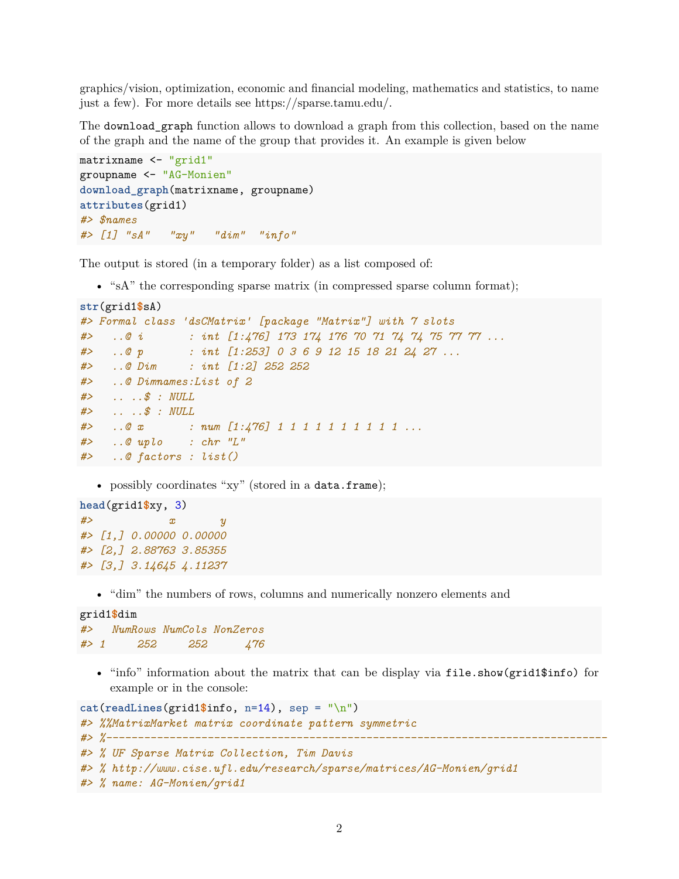graphics/vision, optimization, economic and financial modeling, mathematics and statistics, to name just a few). For more details see https://sparse.tamu.edu/.

The `download_graph` function allows to download a graph from this collection, based on the name of the graph and the name of the group that provides it. An example is given below

```
matrixname <- "grid1"
groupname <- "AG-Monien"
download_graph(matrixname, groupname)
attributes(grid1)
#> $names
#> [1] "sA"   "xy"   "dim"  "info"
```

The output is stored (in a temporary folder) as a list composed of:

- "sA" the corresponding sparse matrix (in compressed sparse column format);

```
str(grid1$sA)
#> Formal class 'dsCMatrix' [package "Matrix"] with 7 slots
#>   ..@ i       : int [1:476] 173 174 176 70 71 74 74 75 77 77 ...
#>   ..@ p       : int [1:253] 0 3 6 9 12 15 18 21 24 27 ...
#>   ..@ Dim     : int [1:2] 252 252
#>   ..@ Dimnames:List of 2
#>   .. ..$ : NULL
#>   .. ..$ : NULL
#>   ..@ x       : num [1:476] 1 1 1 1 1 1 1 1 1 1 ...
#>   ..@ uplo    : chr "L"
#>   ..@ factors : list()
```

- possibly coordinates "xy" (stored in a `data.frame`);

```
head(grid1$xy, 3)
#>            x       y
#> [1,] 0.00000 0.00000
#> [2,] 2.88763 3.85355
#> [3,] 3.14645 4.11237
```

- "dim" the numbers of rows, columns and numerically nonzero elements and

```
grid1$dim
#>   NumRows NumCols NonZeros
#> 1     252     252      476
```

- "info" information about the matrix that can be display via `file.show(grid1$info)` for example or in the console:

```
cat(readLines(grid1$info, n=14), sep = "\n")
#> %%MatrixMarket matrix coordinate pattern symmetric
#> %-------------------------------------------------------------------------------
#> % UF Sparse Matrix Collection, Tim Davis
#> % http://www.cise.ufl.edu/research/sparse/matrices/AG-Monien/grid1
#> % name: AG-Monien/grid1
```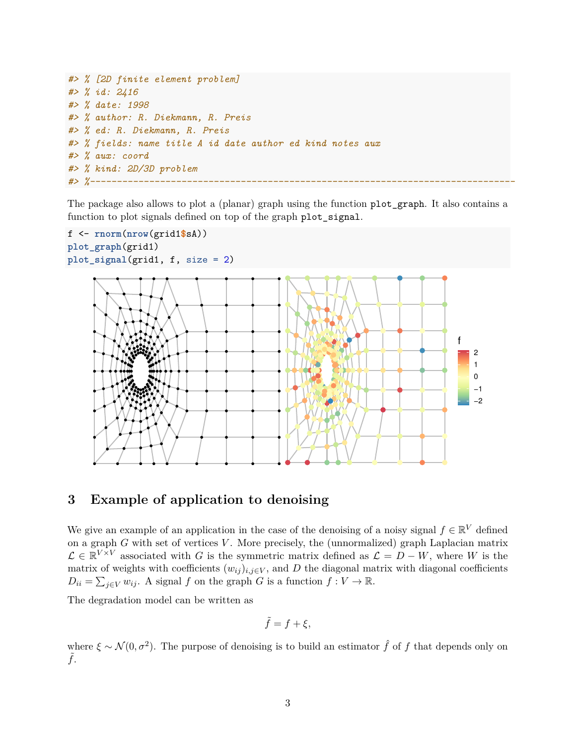```
#> % [2D finite element problem]
#> % id: 2416
#> % date: 1998
#> % author: R. Diekmann, R. Preis
#> % ed: R. Diekmann, R. Preis
#> % fields: name title A id date author ed kind notes aux
#> % aux: coord
#> % kind: 2D/3D problem
#> %--------------------------------------------------------------------------------
```

The package also allows to plot a (planar) graph using the function `plot_graph`. It also contains a function to plot signals defined on top of the graph `plot_signal`.

```
f <- rnorm(nrow(grid1$sA))
plot_graph(grid1)
plot_signal(grid1, f, size = 2)
```

## 3 Example of application to denoising

We give an example of an application in the case of the denoising of a noisy signal $f \in \mathbb{R}^V$ defined on a graph $G$ with set of vertices $V$. More precisely, the (unnormalized) graph Laplacian matrix $\mathcal{L} \in \mathbb{R}^{V \times V}$ associated with $G$ is the symmetric matrix defined as $\mathcal{L} = D - W$, where $W$ is the matrix of weights with coefficients $(w_{ij})_{i,j \in V}$, and $D$ the diagonal matrix with diagonal coefficients $D_{ii} = \sum_{j \in V} w_{ij}$. A signal $f$ on the graph $G$ is a function $f : V \to \mathbb{R}$.

The degradation model can be written as

$$\tilde{f} = f + \xi,$$

where $\xi \sim \mathcal{N}(0, \sigma^2)$. The purpose of denoising is to build an estimator $\hat{f}$ of $f$ that depends only on $\tilde{f}$.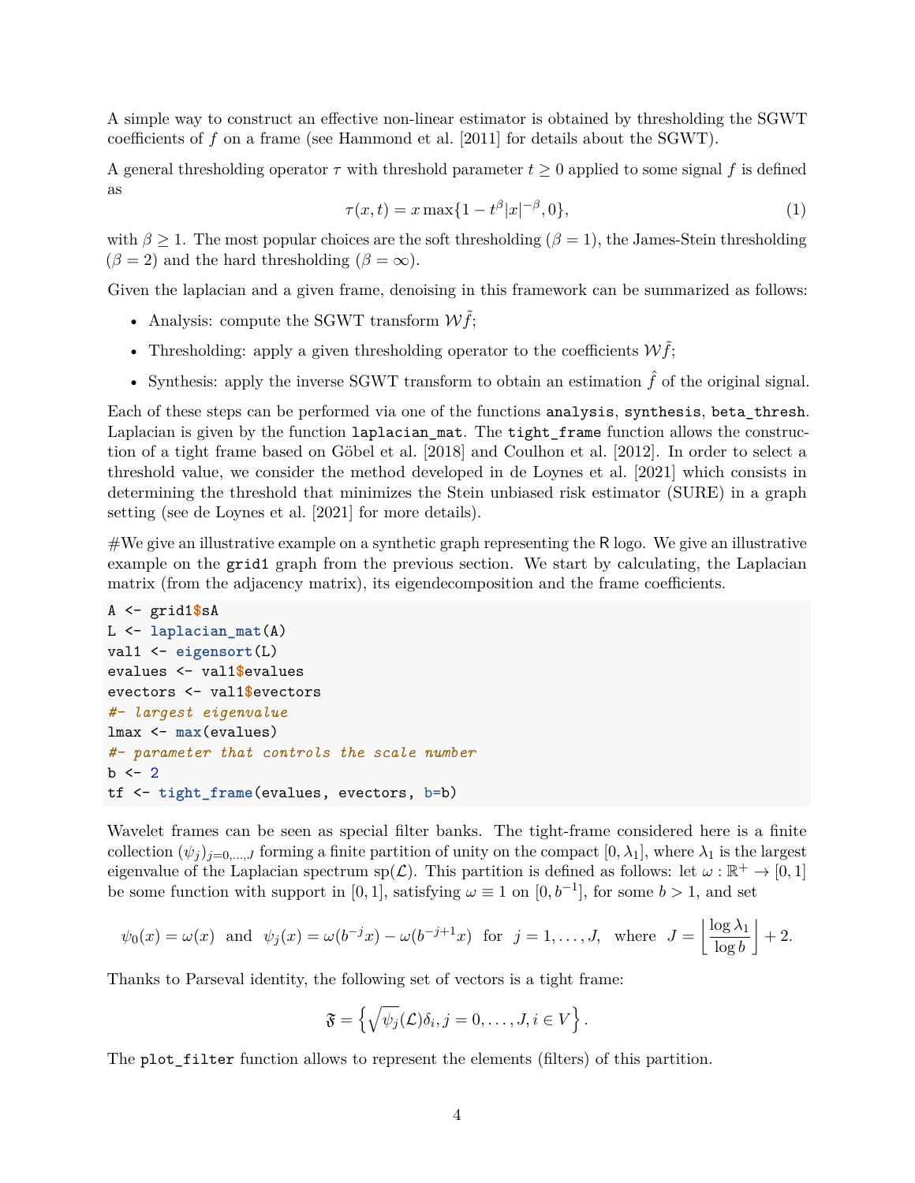A simple way to construct an effective non-linear estimator is obtained by thresholding the SGWT coefficients of $f$ on a frame (see Hammond et al. [2011] for details about the SGWT).

A general thresholding operator $\tau$ with threshold parameter $t \geq 0$ applied to some signal $f$ is defined as

$$\tau(x,t) = x \max\{1 - t^{\beta}|x|^{-\beta}, 0\}, \tag{1}$$

with $\beta \geq 1$. The most popular choices are the soft thresholding ($\beta = 1$), the James-Stein thresholding ($\beta = 2$) and the hard thresholding ($\beta = \infty$).

Given the laplacian and a given frame, denoising in this framework can be summarized as follows:

- Analysis: compute the SGWT transform $\mathcal{W}\tilde{f}$;
- Thresholding: apply a given thresholding operator to the coefficients $\mathcal{W}\tilde{f}$;
- Synthesis: apply the inverse SGWT transform to obtain an estimation $\hat{f}$ of the original signal.

Each of these steps can be performed via one of the functions `analysis`, `synthesis`, `beta_thresh`. Laplacian is given by the function `laplacian_mat`. The `tight_frame` function allows the construction of a tight frame based on Göbel et al. [2018] and Coulhon et al. [2012]. In order to select a threshold value, we consider the method developed in de Loynes et al. [2021] which consists in determining the threshold that minimizes the Stein unbiased risk estimator (SURE) in a graph setting (see de Loynes et al. [2021] for more details).

#We give an illustrative example on a synthetic graph representing the R logo. We give an illustrative example on the `grid1` graph from the previous section. We start by calculating, the Laplacian matrix (from the adjacency matrix), its eigendecomposition and the frame coefficients.

```
A <- grid1$sA
L <- laplacian_mat(A)
val1 <- eigensort(L)
evalues <- val1$evalues
evectors <- val1$evectors
#- largest eigenvalue
lmax <- max(evalues)
#- parameter that controls the scale number
b <- 2
tf <- tight_frame(evalues, evectors, b=b)
```

Wavelet frames can be seen as special filter banks. The tight-frame considered here is a finite collection $(\psi_j)_{j=0,\ldots,J}$ forming a finite partition of unity on the compact $[0, \lambda_1]$, where $\lambda_1$ is the largest eigenvalue of the Laplacian spectrum $\mathrm{sp}(\mathcal{L})$. This partition is defined as follows: let $\omega : \mathbb{R}^+ \to [0,1]$ be some function with support in $[0,1]$, satisfying $\omega \equiv 1$ on $[0, b^{-1}]$, for some $b > 1$, and set

$$\psi_0(x) = \omega(x) \quad \text{and} \quad \psi_j(x) = \omega(b^{-j}x) - \omega(b^{-j+1}x) \quad \text{for} \quad j = 1, \ldots, J, \quad \text{where} \quad J = \left\lfloor \frac{\log \lambda_1}{\log b} \right\rfloor + 2.$$

Thanks to Parseval identity, the following set of vectors is a tight frame:

$$\mathfrak{F} = \left\{ \sqrt{\psi_j}(\mathcal{L})\delta_i, j = 0, \ldots, J, i \in V \right\}.$$

The `plot_filter` function allows to represent the elements (filters) of this partition.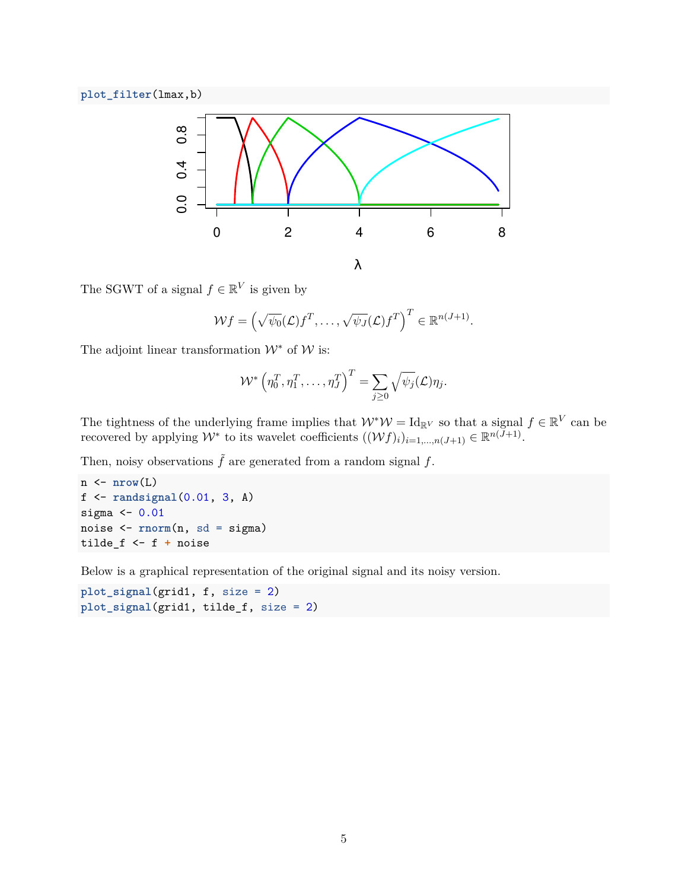```
plot_filter(lmax,b)
```

The SGWT of a signal $f \in \mathbb{R}^V$ is given by

$$\mathcal{W} f = \left(\sqrt{\psi_0}(\mathcal{L}) f^T, \ldots, \sqrt{\psi_J}(\mathcal{L}) f^T\right)^T \in \mathbb{R}^{n(J+1)}.$$

The adjoint linear transformation $\mathcal{W}^*$ of $\mathcal{W}$ is:

$$\mathcal{W}^* \left(\eta_0^T, \eta_1^T, \ldots, \eta_J^T\right)^T = \sum_{j \geq 0} \sqrt{\psi_j}(\mathcal{L}) \eta_j.$$

The tightness of the underlying frame implies that $\mathcal{W}^* \mathcal{W} = \mathrm{Id}_{\mathbb{R}^V}$ so that a signal $f \in \mathbb{R}^V$ can be recovered by applying $\mathcal{W}^*$ to its wavelet coefficients $((\mathcal{W} f)_i)_{i=1,\ldots,n(J+1)} \in \mathbb{R}^{n(J+1)}$.

Then, noisy observations $\tilde{f}$ are generated from a random signal $f$.

```
n <- nrow(L)
f <- randsignal(0.01, 3, A)
sigma <- 0.01
noise <- rnorm(n, sd = sigma)
tilde_f <- f + noise
```

Below is a graphical representation of the original signal and its noisy version.

```
plot_signal(grid1, f, size = 2)
plot_signal(grid1, tilde_f, size = 2)
```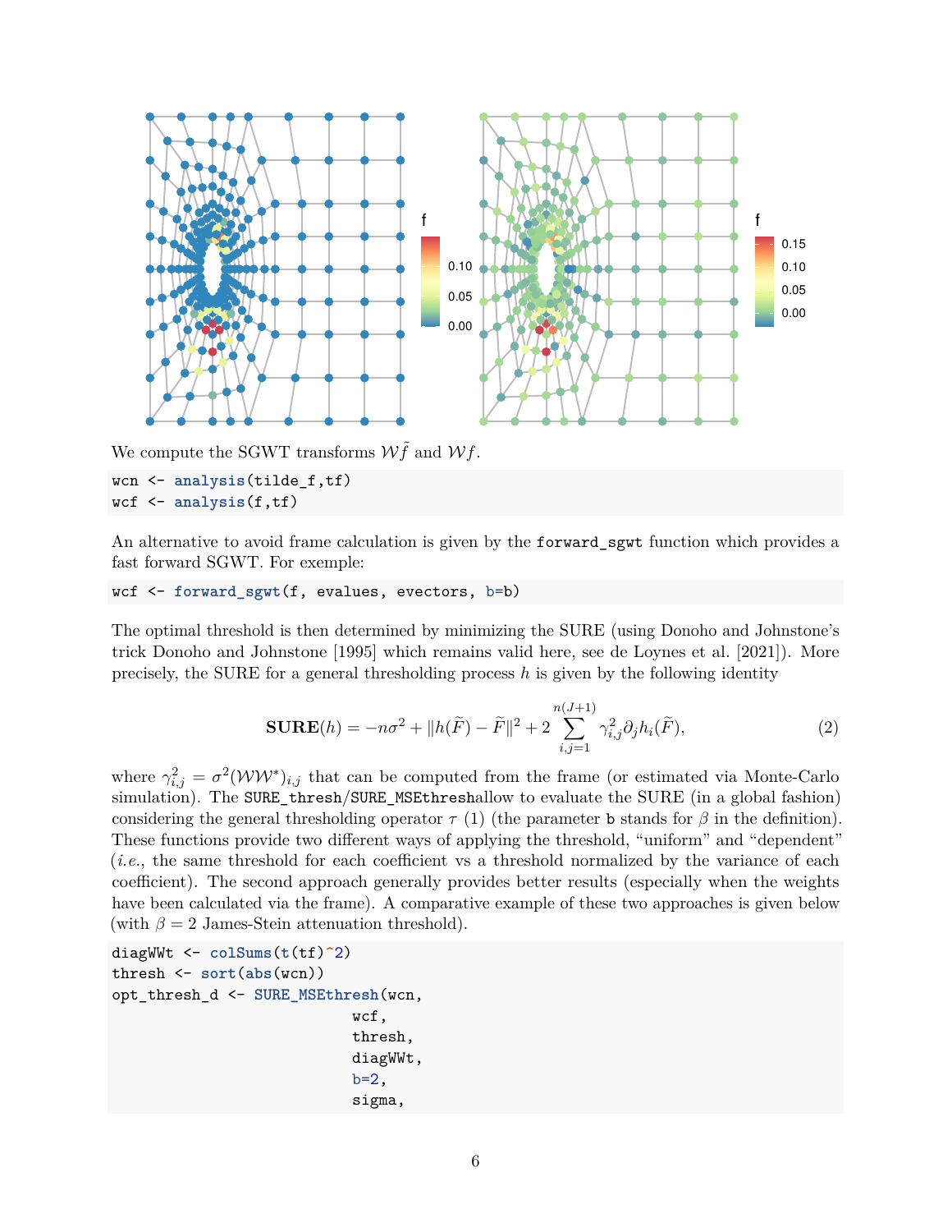We compute the SGWT transforms $\mathcal{W}\tilde{f}$ and $\mathcal{W}f$.

```
wcn <- analysis(tilde_f,tf)
wcf <- analysis(f,tf)
```

An alternative to avoid frame calculation is given by the `forward_sgwt` function which provides a fast forward SGWT. For exemple:

```
wcf <- forward_sgwt(f, evalues, evectors, b=b)
```

The optimal threshold is then determined by minimizing the SURE (using Donoho and Johnstone's trick Donoho and Johnstone [1995] which remains valid here, see de Loynes et al. [2021]). More precisely, the SURE for a general thresholding process $h$ is given by the following identity

$$\mathbf{SURE}(h) = -n\sigma^2 + \|h(\widetilde{F}) - \widetilde{F}\|^2 + 2\sum_{i,j=1}^{n(J+1)} \gamma_{i,j}^2 \partial_j h_i(\widetilde{F}), \tag{2}$$

where $\gamma_{i,j}^2 = \sigma^2(\mathcal{W}\mathcal{W}^*)_{i,j}$ that can be computed from the frame (or estimated via Monte-Carlo simulation). The `SURE_thresh`/`SURE_MSEthresh`allow to evaluate the SURE (in a global fashion) considering the general thresholding operator $\tau$ (1) (the parameter `b` stands for $\beta$ in the definition). These functions provide two different ways of applying the threshold, "uniform" and "dependent" (*i.e.*, the same threshold for each coefficient vs a threshold normalized by the variance of each coefficient). The second approach generally provides better results (especially when the weights have been calculated via the frame). A comparative example of these two approaches is given below (with $\beta = 2$ James-Stein attenuation threshold).

```
diagWWt <- colSums(t(tf)^2)
thresh <- sort(abs(wcn))
opt_thresh_d <- SURE_MSEthresh(wcn,
                               wcf,
                               thresh,
                               diagWWt,
                               b=2,
                               sigma,
```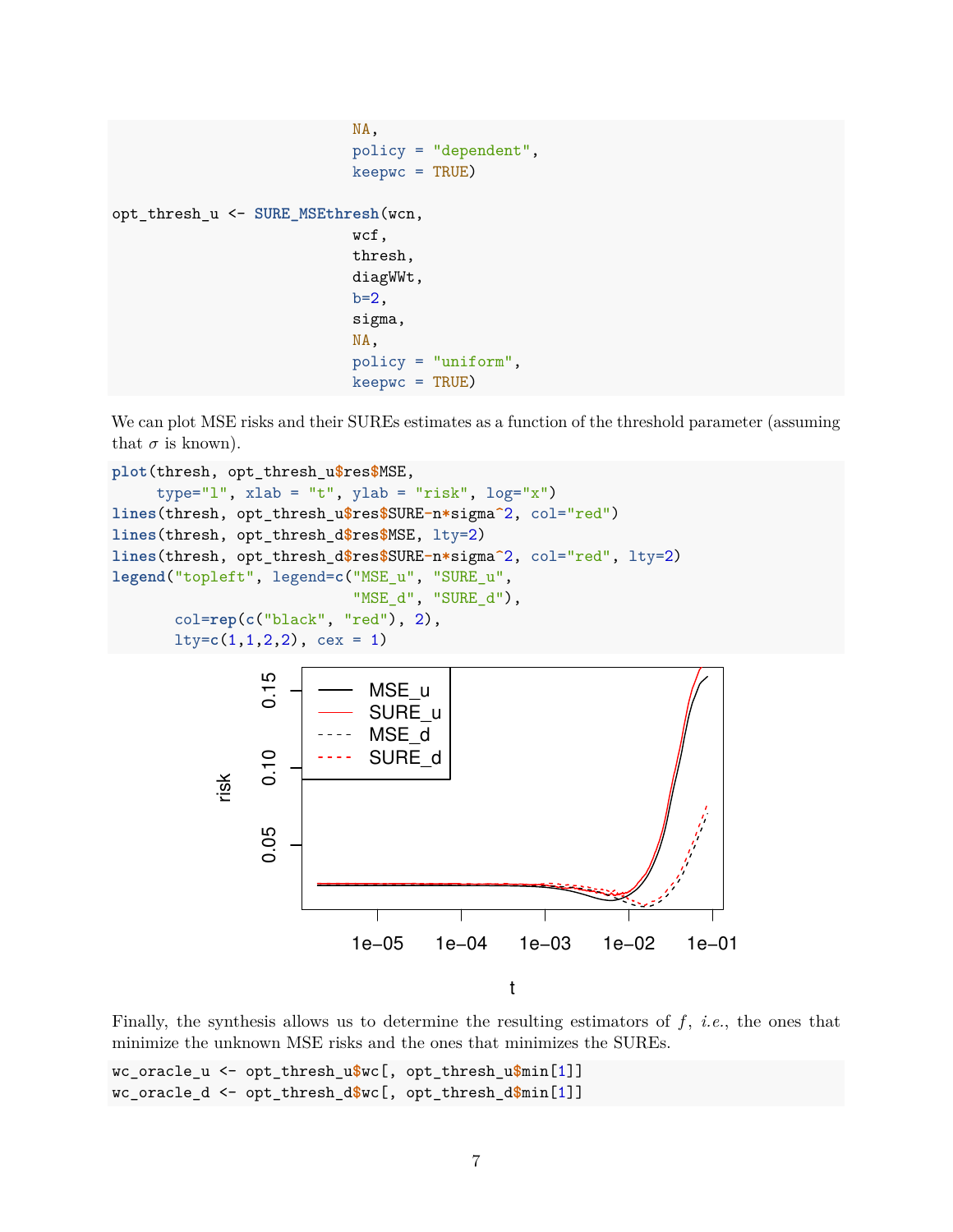```
                              NA,
                              policy = "dependent",
                              keepwc = TRUE)

opt_thresh_u <- SURE_MSEthresh(wcn,
                              wcf,
                              thresh,
                              diagWWt,
                              b=2,
                              sigma,
                              NA,
                              policy = "uniform",
                              keepwc = TRUE)
```

We can plot MSE risks and their SUREs estimates as a function of the threshold parameter (assuming that $\sigma$ is known).

```
plot(thresh, opt_thresh_u$res$MSE,
     type="l", xlab = "t", ylab = "risk", log="x")
lines(thresh, opt_thresh_u$res$SURE-n*sigma^2, col="red")
lines(thresh, opt_thresh_d$res$MSE, lty=2)
lines(thresh, opt_thresh_d$res$SURE-n*sigma^2, col="red", lty=2)
legend("topleft", legend=c("MSE_u", "SURE_u",
                           "MSE_d", "SURE_d"),
       col=rep(c("black", "red"), 2),
       lty=c(1,1,2,2), cex = 1)
```

Finally, the synthesis allows us to determine the resulting estimators of $f$, *i.e.*, the ones that minimize the unknown MSE risks and the ones that minimizes the SUREs.

```
wc_oracle_u <- opt_thresh_u$wc[, opt_thresh_u$min[1]]
wc_oracle_d <- opt_thresh_d$wc[, opt_thresh_d$min[1]]
```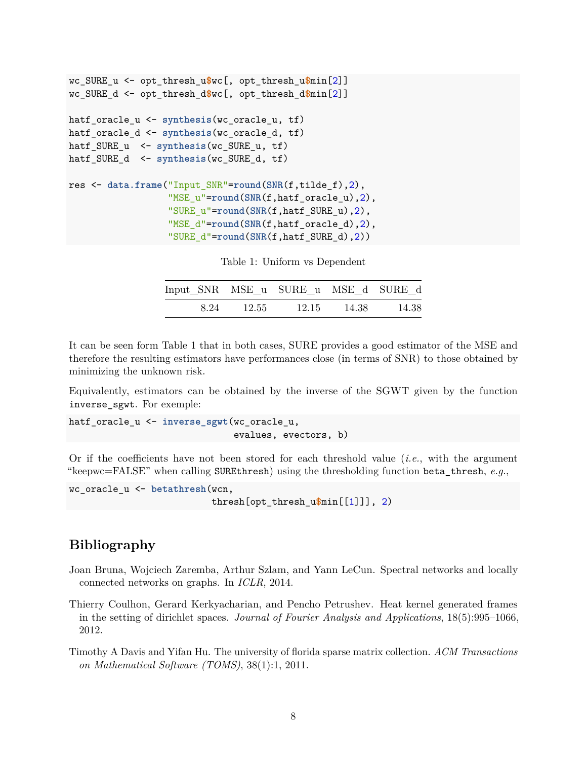```
wc_SURE_u <- opt_thresh_u$wc[, opt_thresh_u$min[2]]
wc_SURE_d <- opt_thresh_d$wc[, opt_thresh_d$min[2]]

hatf_oracle_u <- synthesis(wc_oracle_u, tf)
hatf_oracle_d <- synthesis(wc_oracle_d, tf)
hatf_SURE_u  <- synthesis(wc_SURE_u, tf)
hatf_SURE_d  <- synthesis(wc_SURE_d, tf)

res <- data.frame("Input_SNR"=round(SNR(f,tilde_f),2),
                  "MSE_u"=round(SNR(f,hatf_oracle_u),2),
                  "SURE_u"=round(SNR(f,hatf_SURE_u),2),
                  "MSE_d"=round(SNR(f,hatf_oracle_d),2),
                  "SURE_d"=round(SNR(f,hatf_SURE_d),2))
```

Table 1: Uniform vs Dependent

| Input_SNR | MSE_u | SURE_u | MSE_d | SURE_d |
|---:|---:|---:|---:|---:|
| 8.24 | 12.55 | 12.15 | 14.38 | 14.38 |

It can be seen form Table 1 that in both cases, SURE provides a good estimator of the MSE and therefore the resulting estimators have performances close (in terms of SNR) to those obtained by minimizing the unknown risk.

Equivalently, estimators can be obtained by the inverse of the SGWT given by the function `inverse_sgwt`. For exemple:

```
hatf_oracle_u <- inverse_sgwt(wc_oracle_u,
                              evalues, evectors, b)
```

Or if the coefficients have not been stored for each threshold value (*i.e.*, with the argument "keepwc=FALSE" when calling `SUREthresh`) using the thresholding function `beta_thresh`, *e.g.*,

```
wc_oracle_u <- betathresh(wcn,
                          thresh[opt_thresh_u$min[[1]]], 2)
```

## Bibliography

Joan Bruna, Wojciech Zaremba, Arthur Szlam, and Yann LeCun. Spectral networks and locally connected networks on graphs. In *ICLR*, 2014.

Thierry Coulhon, Gerard Kerkyacharian, and Pencho Petrushev. Heat kernel generated frames in the setting of dirichlet spaces. *Journal of Fourier Analysis and Applications*, 18(5):995–1066, 2012.

Timothy A Davis and Yifan Hu. The university of florida sparse matrix collection. *ACM Transactions on Mathematical Software (TOMS)*, 38(1):1, 2011.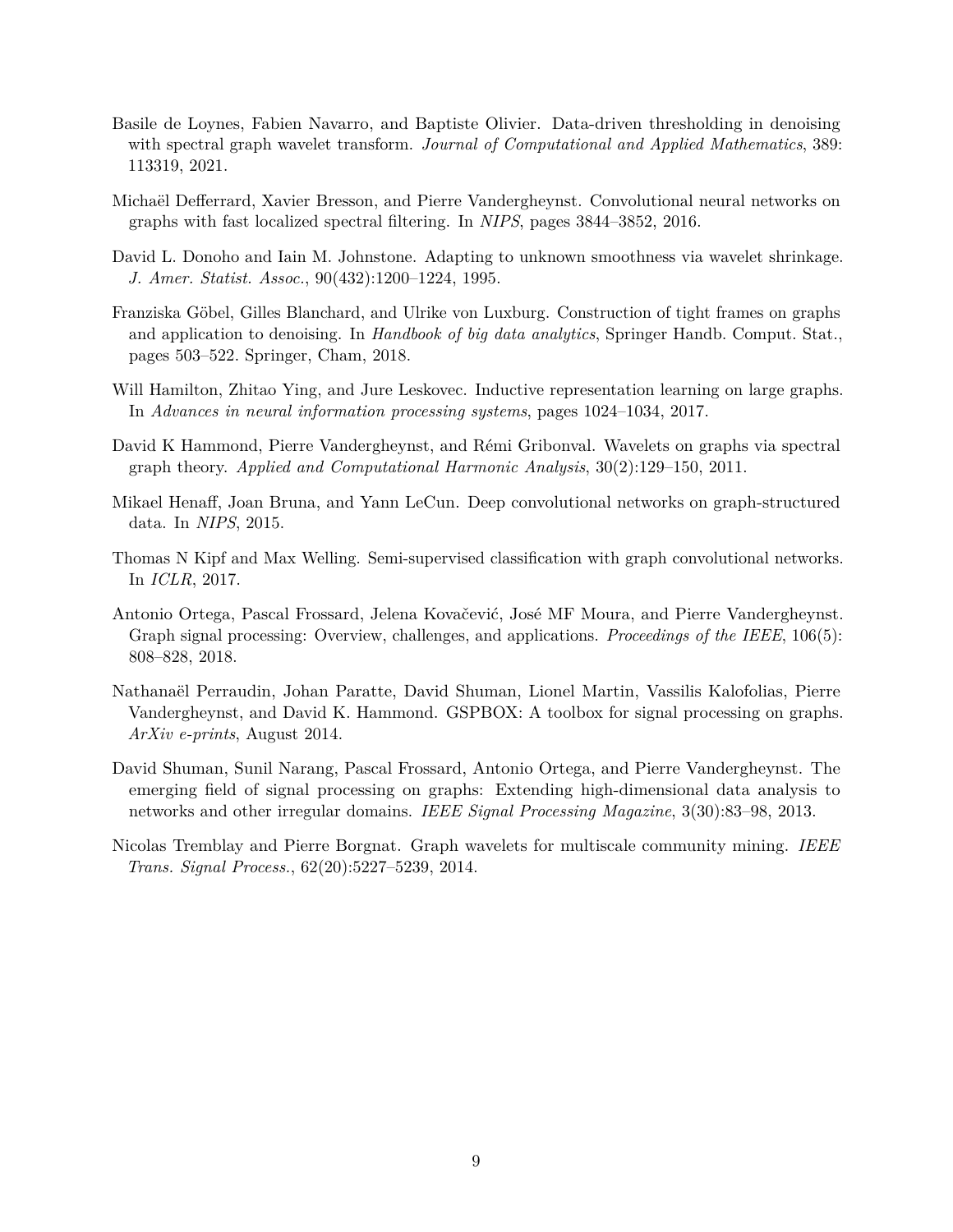Basile de Loynes, Fabien Navarro, and Baptiste Olivier. Data-driven thresholding in denoising with spectral graph wavelet transform. *Journal of Computational and Applied Mathematics*, 389: 113319, 2021.

Michaël Defferrard, Xavier Bresson, and Pierre Vandergheynst. Convolutional neural networks on graphs with fast localized spectral filtering. In *NIPS*, pages 3844–3852, 2016.

David L. Donoho and Iain M. Johnstone. Adapting to unknown smoothness via wavelet shrinkage. *J. Amer. Statist. Assoc.*, 90(432):1200–1224, 1995.

Franziska Göbel, Gilles Blanchard, and Ulrike von Luxburg. Construction of tight frames on graphs and application to denoising. In *Handbook of big data analytics*, Springer Handb. Comput. Stat., pages 503–522. Springer, Cham, 2018.

Will Hamilton, Zhitao Ying, and Jure Leskovec. Inductive representation learning on large graphs. In *Advances in neural information processing systems*, pages 1024–1034, 2017.

David K Hammond, Pierre Vandergheynst, and Rémi Gribonval. Wavelets on graphs via spectral graph theory. *Applied and Computational Harmonic Analysis*, 30(2):129–150, 2011.

Mikael Henaff, Joan Bruna, and Yann LeCun. Deep convolutional networks on graph-structured data. In *NIPS*, 2015.

Thomas N Kipf and Max Welling. Semi-supervised classification with graph convolutional networks. In *ICLR*, 2017.

Antonio Ortega, Pascal Frossard, Jelena Kovačević, José MF Moura, and Pierre Vandergheynst. Graph signal processing: Overview, challenges, and applications. *Proceedings of the IEEE*, 106(5): 808–828, 2018.

Nathanaël Perraudin, Johan Paratte, David Shuman, Lionel Martin, Vassilis Kalofolias, Pierre Vandergheynst, and David K. Hammond. GSPBOX: A toolbox for signal processing on graphs. *ArXiv e-prints*, August 2014.

David Shuman, Sunil Narang, Pascal Frossard, Antonio Ortega, and Pierre Vandergheynst. The emerging field of signal processing on graphs: Extending high-dimensional data analysis to networks and other irregular domains. *IEEE Signal Processing Magazine*, 3(30):83–98, 2013.

Nicolas Tremblay and Pierre Borgnat. Graph wavelets for multiscale community mining. *IEEE Trans. Signal Process.*, 62(20):5227–5239, 2014.